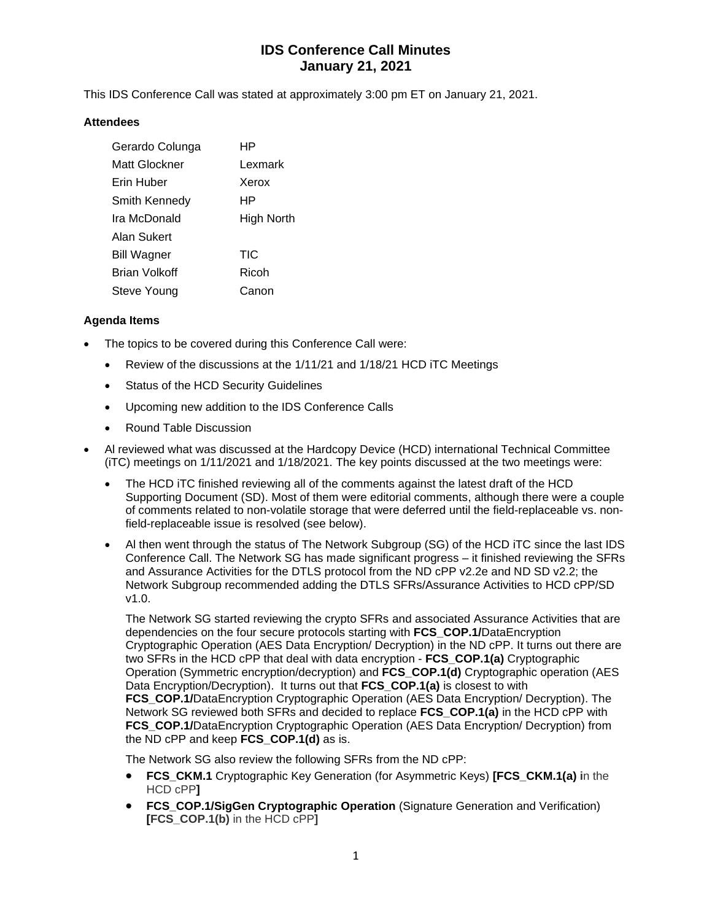# IDS Conference Call Minutes
# January 21, 2021

This IDS Conference Call was stated at approximately 3:00 pm ET on January 21, 2021.

### Attendees

| | |
|---|---|
| Gerardo Colunga | HP |
| Matt Glockner | Lexmark |
| Erin Huber | Xerox |
| Smith Kennedy | HP |
| Ira McDonald | High North |
| Alan Sukert | |
| Bill Wagner | TIC |
| Brian Volkoff | Ricoh |
| Steve Young | Canon |

### Agenda Items

- The topics to be covered during this Conference Call were:
  - Review of the discussions at the 1/11/21 and 1/18/21 HCD iTC Meetings
  - Status of the HCD Security Guidelines
  - Upcoming new addition to the IDS Conference Calls
  - Round Table Discussion
- Al reviewed what was discussed at the Hardcopy Device (HCD) international Technical Committee (iTC) meetings on 1/11/2021 and 1/18/2021. The key points discussed at the two meetings were:
  - The HCD iTC finished reviewing all of the comments against the latest draft of the HCD Supporting Document (SD). Most of them were editorial comments, although there were a couple of comments related to non-volatile storage that were deferred until the field-replaceable vs. non-field-replaceable issue is resolved (see below).
  - Al then went through the status of The Network Subgroup (SG) of the HCD iTC since the last IDS Conference Call. The Network SG has made significant progress – it finished reviewing the SFRs and Assurance Activities for the DTLS protocol from the ND cPP v2.2e and ND SD v2.2; the Network Subgroup recommended adding the DTLS SFRs/Assurance Activities to HCD cPP/SD v1.0.

    The Network SG started reviewing the crypto SFRs and associated Assurance Activities that are dependencies on the four secure protocols starting with **FCS_COP.1/**DataEncryption Cryptographic Operation (AES Data Encryption/ Decryption) in the ND cPP. It turns out there are two SFRs in the HCD cPP that deal with data encryption - **FCS_COP.1(a)** Cryptographic Operation (Symmetric encryption/decryption) and **FCS_COP.1(d)** Cryptographic operation (AES Data Encryption/Decryption). It turns out that **FCS_COP.1(a)** is closest to with **FCS_COP.1/**DataEncryption Cryptographic Operation (AES Data Encryption/ Decryption). The Network SG reviewed both SFRs and decided to replace **FCS_COP.1(a)** in the HCD cPP with **FCS_COP.1/**DataEncryption Cryptographic Operation (AES Data Encryption/ Decryption) from the ND cPP and keep **FCS_COP.1(d)** as is.

    The Network SG also review the following SFRs from the ND cPP:

    - **FCS_CKM.1** Cryptographic Key Generation (for Asymmetric Keys) **[FCS_CKM.1(a) i**n the HCD cPP**]**
    - **FCS_COP.1/SigGen Cryptographic Operation** (Signature Generation and Verification) **[FCS_COP.1(b)** in the HCD cPP**]**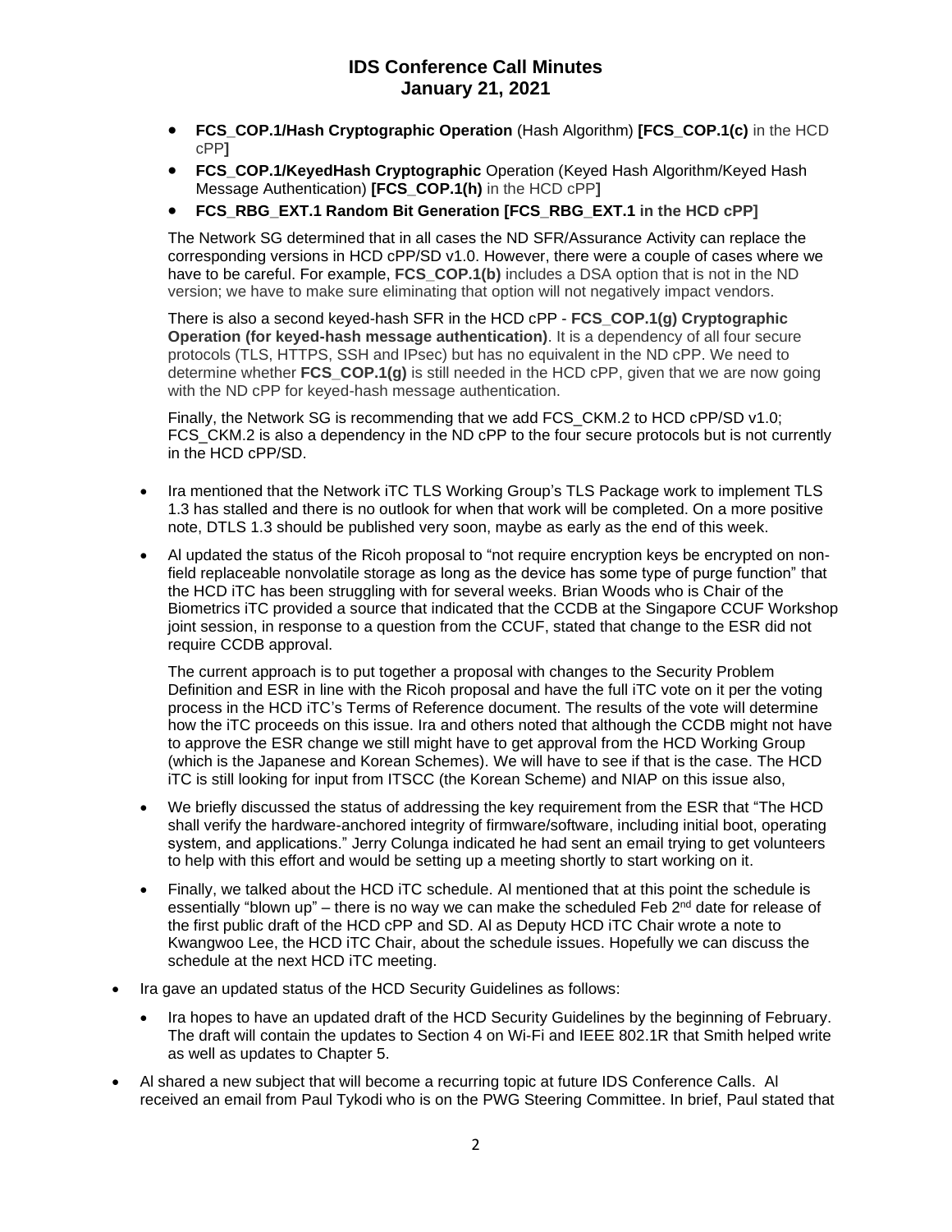- **FCS_COP.1/Hash Cryptographic Operation** (Hash Algorithm) **[FCS_COP.1(c)** in the HCD cPP**]**
- **FCS_COP.1/KeyedHash Cryptographic** Operation (Keyed Hash Algorithm/Keyed Hash Message Authentication) **[FCS_COP.1(h)** in the HCD cPP**]**
- **FCS_RBG_EXT.1 Random Bit Generation [FCS_RBG_EXT.1 in the HCD cPP]**

  The Network SG determined that in all cases the ND SFR/Assurance Activity can replace the corresponding versions in HCD cPP/SD v1.0. However, there were a couple of cases where we have to be careful. For example, **FCS_COP.1(b)** includes a DSA option that is not in the ND version; we have to make sure eliminating that option will not negatively impact vendors.

  There is also a second keyed-hash SFR in the HCD cPP - **FCS_COP.1(g) Cryptographic Operation (for keyed-hash message authentication)**. It is a dependency of all four secure protocols (TLS, HTTPS, SSH and IPsec) but has no equivalent in the ND cPP. We need to determine whether **FCS_COP.1(g)** is still needed in the HCD cPP, given that we are now going with the ND cPP for keyed-hash message authentication.

  Finally, the Network SG is recommending that we add FCS_CKM.2 to HCD cPP/SD v1.0; FCS_CKM.2 is also a dependency in the ND cPP to the four secure protocols but is not currently in the HCD cPP/SD.

- Ira mentioned that the Network iTC TLS Working Group's TLS Package work to implement TLS 1.3 has stalled and there is no outlook for when that work will be completed. On a more positive note, DTLS 1.3 should be published very soon, maybe as early as the end of this week.

- Al updated the status of the Ricoh proposal to "not require encryption keys be encrypted on non-field replaceable nonvolatile storage as long as the device has some type of purge function" that the HCD iTC has been struggling with for several weeks. Brian Woods who is Chair of the Biometrics iTC provided a source that indicated that the CCDB at the Singapore CCUF Workshop joint session, in response to a question from the CCUF, stated that change to the ESR did not require CCDB approval.

  The current approach is to put together a proposal with changes to the Security Problem Definition and ESR in line with the Ricoh proposal and have the full iTC vote on it per the voting process in the HCD iTC's Terms of Reference document. The results of the vote will determine how the iTC proceeds on this issue. Ira and others noted that although the CCDB might not have to approve the ESR change we still might have to get approval from the HCD Working Group (which is the Japanese and Korean Schemes). We will have to see if that is the case. The HCD iTC is still looking for input from ITSCC (the Korean Scheme) and NIAP on this issue also,

- We briefly discussed the status of addressing the key requirement from the ESR that "The HCD shall verify the hardware-anchored integrity of firmware/software, including initial boot, operating system, and applications." Jerry Colunga indicated he had sent an email trying to get volunteers to help with this effort and would be setting up a meeting shortly to start working on it.

- Finally, we talked about the HCD iTC schedule. Al mentioned that at this point the schedule is essentially "blown up" – there is no way we can make the scheduled Feb 2nd date for release of the first public draft of the HCD cPP and SD. Al as Deputy HCD iTC Chair wrote a note to Kwangwoo Lee, the HCD iTC Chair, about the schedule issues. Hopefully we can discuss the schedule at the next HCD iTC meeting.

- Ira gave an updated status of the HCD Security Guidelines as follows:
  - Ira hopes to have an updated draft of the HCD Security Guidelines by the beginning of February. The draft will contain the updates to Section 4 on Wi-Fi and IEEE 802.1R that Smith helped write as well as updates to Chapter 5.

- Al shared a new subject that will become a recurring topic at future IDS Conference Calls. Al received an email from Paul Tykodi who is on the PWG Steering Committee. In brief, Paul stated that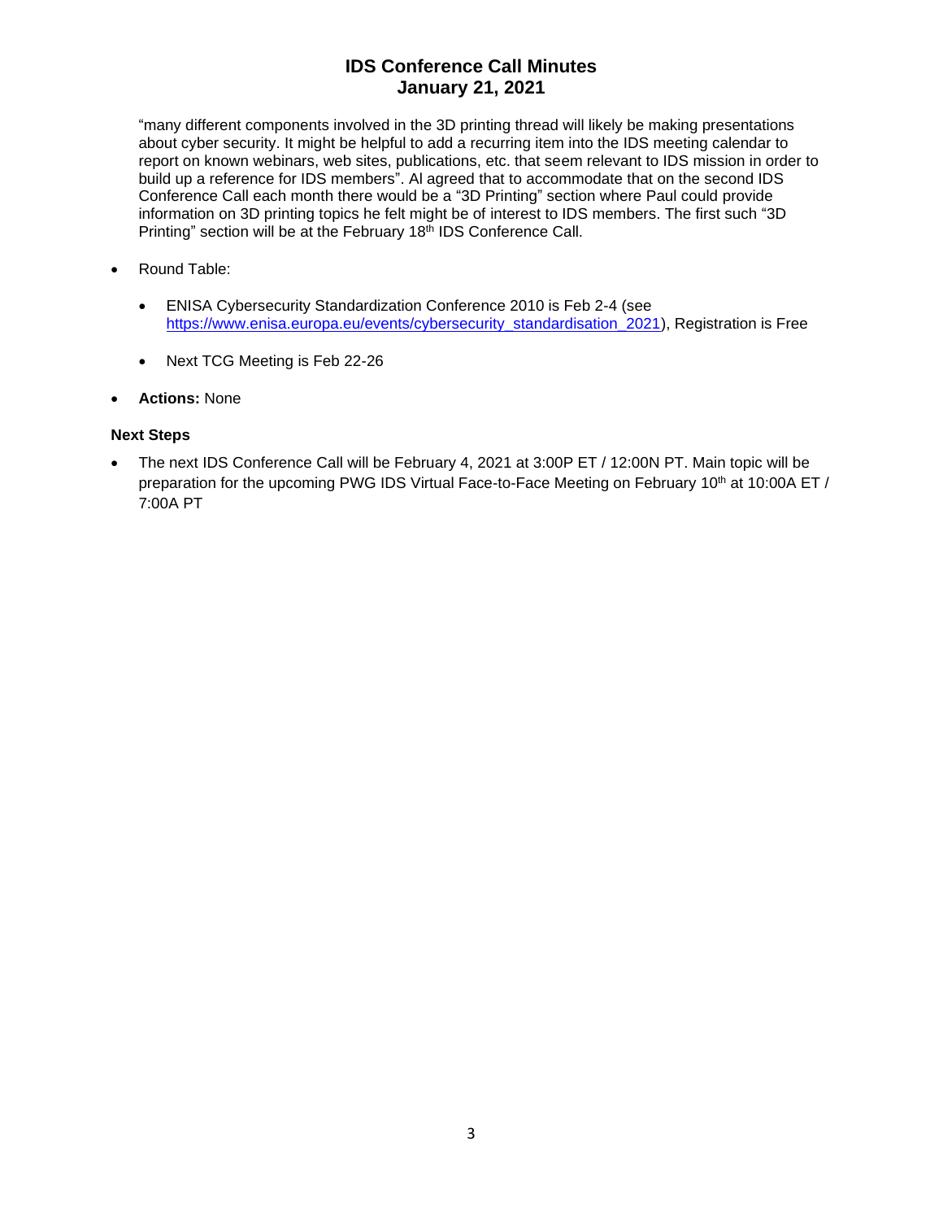"many different components involved in the 3D printing thread will likely be making presentations about cyber security. It might be helpful to add a recurring item into the IDS meeting calendar to report on known webinars, web sites, publications, etc. that seem relevant to IDS mission in order to build up a reference for IDS members". Al agreed that to accommodate that on the second IDS Conference Call each month there would be a "3D Printing" section where Paul could provide information on 3D printing topics he felt might be of interest to IDS members. The first such "3D Printing" section will be at the February 18th IDS Conference Call.

- Round Table:
  - ENISA Cybersecurity Standardization Conference 2010 is Feb 2-4 (see https://www.enisa.europa.eu/events/cybersecurity_standardisation_2021), Registration is Free
  - Next TCG Meeting is Feb 22-26
- **Actions:** None

### Next Steps

- The next IDS Conference Call will be February 4, 2021 at 3:00P ET / 12:00N PT. Main topic will be preparation for the upcoming PWG IDS Virtual Face-to-Face Meeting on February 10th at 10:00A ET / 7:00A PT